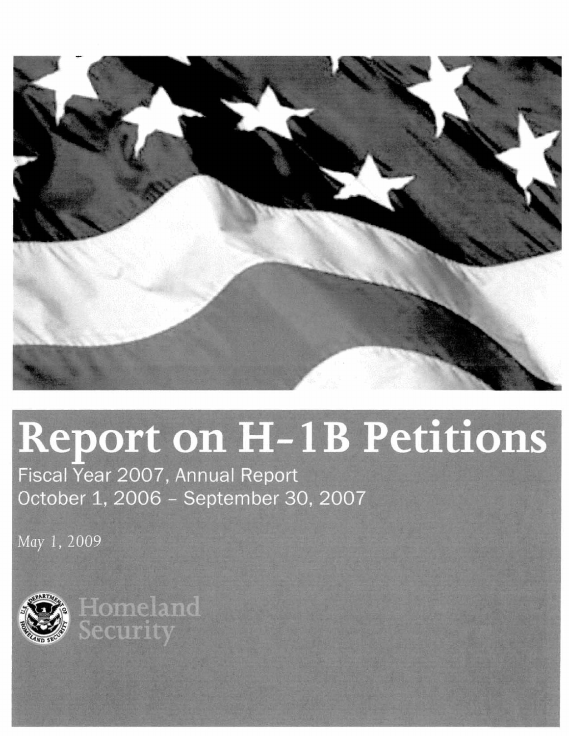# Report on H-1B Petitions

Fiscal Year 2007, Annual Report
October 1, 2006 - September 30, 2007

May 1, 2009

Homeland Security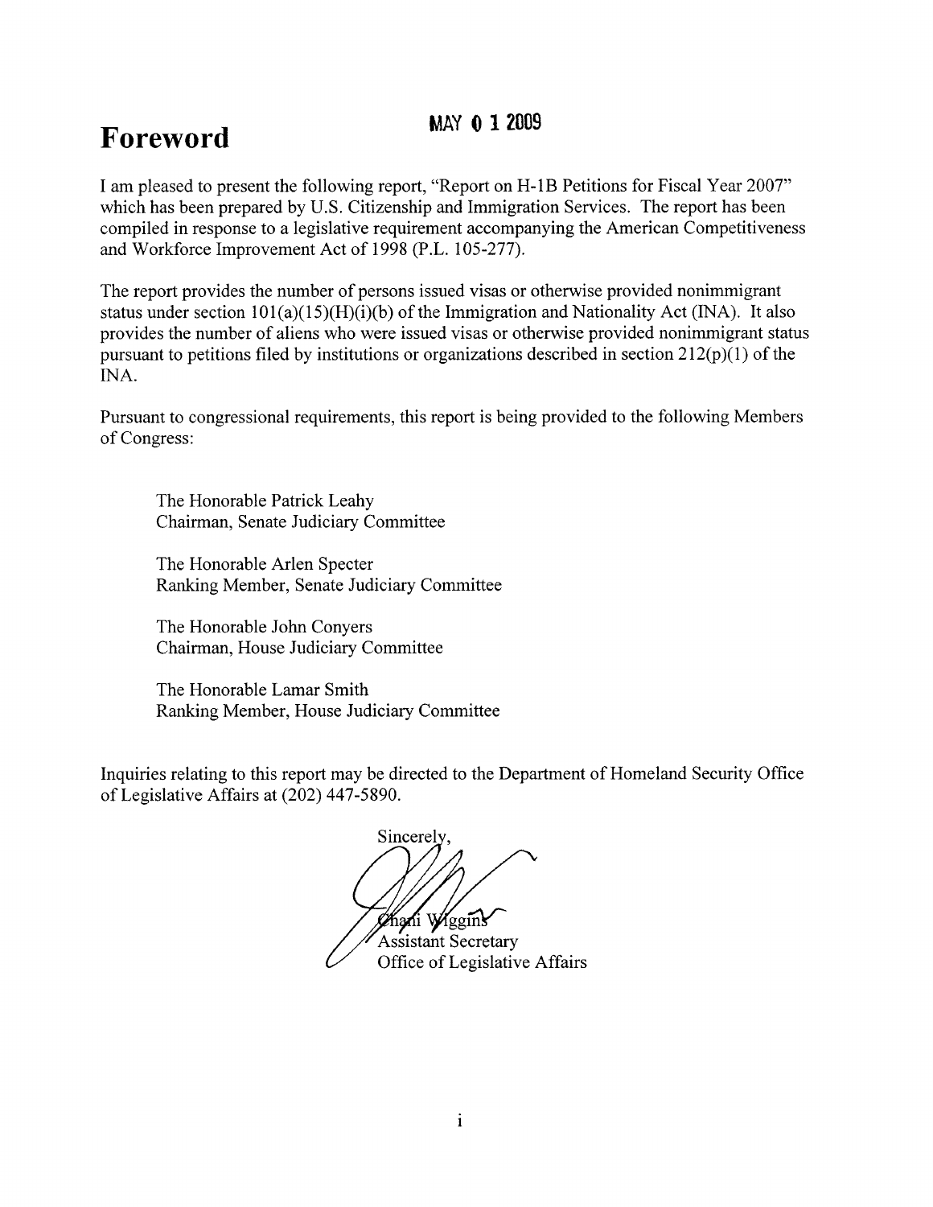# Foreword

MAY 0 1 2009

I am pleased to present the following report, "Report on H-1B Petitions for Fiscal Year 2007" which has been prepared by U.S. Citizenship and Immigration Services. The report has been compiled in response to a legislative requirement accompanying the American Competitiveness and Workforce Improvement Act of 1998 (P.L. 105-277).

The report provides the number of persons issued visas or otherwise provided nonimmigrant status under section 101(a)(15)(H)(i)(b) of the Immigration and Nationality Act (INA). It also provides the number of aliens who were issued visas or otherwise provided nonimmigrant status pursuant to petitions filed by institutions or organizations described in section 212(p)(1) of the INA.

Pursuant to congressional requirements, this report is being provided to the following Members of Congress:

The Honorable Patrick Leahy
Chairman, Senate Judiciary Committee

The Honorable Arlen Specter
Ranking Member, Senate Judiciary Committee

The Honorable John Conyers
Chairman, House Judiciary Committee

The Honorable Lamar Smith
Ranking Member, House Judiciary Committee

Inquiries relating to this report may be directed to the Department of Homeland Security Office of Legislative Affairs at (202) 447-5890.

Sincerely,

Chani Wiggins
Assistant Secretary
Office of Legislative Affairs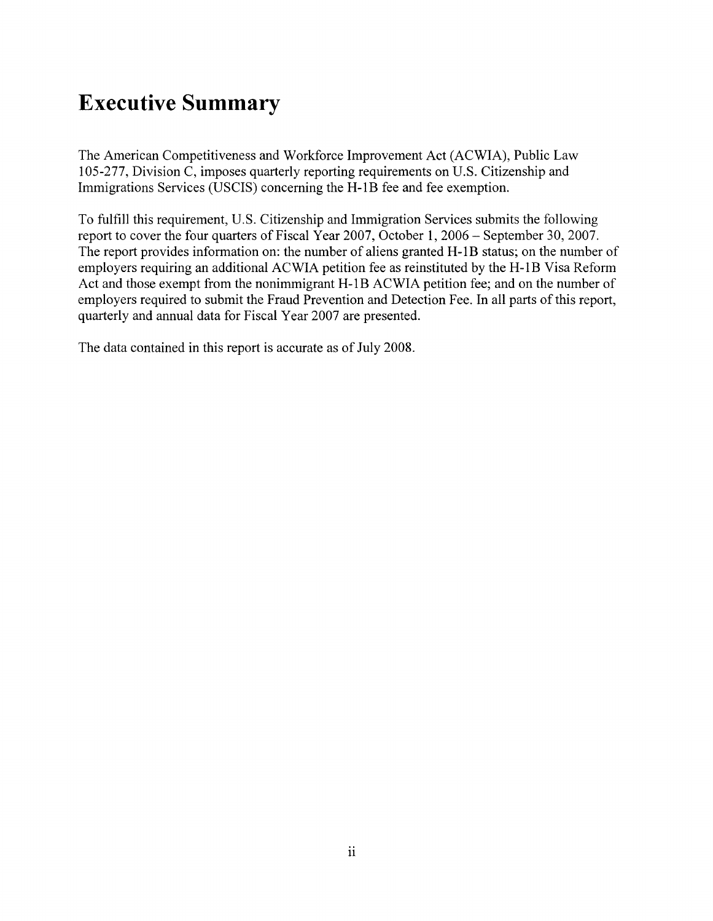# Executive Summary

The American Competitiveness and Workforce Improvement Act (ACWIA), Public Law 105-277, Division C, imposes quarterly reporting requirements on U.S. Citizenship and Immigrations Services (USCIS) concerning the H-1B fee and fee exemption.

To fulfill this requirement, U.S. Citizenship and Immigration Services submits the following report to cover the four quarters of Fiscal Year 2007, October 1, 2006 – September 30, 2007. The report provides information on: the number of aliens granted H-1B status; on the number of employers requiring an additional ACWIA petition fee as reinstituted by the H-1B Visa Reform Act and those exempt from the nonimmigrant H-1B ACWIA petition fee; and on the number of employers required to submit the Fraud Prevention and Detection Fee. In all parts of this report, quarterly and annual data for Fiscal Year 2007 are presented.

The data contained in this report is accurate as of July 2008.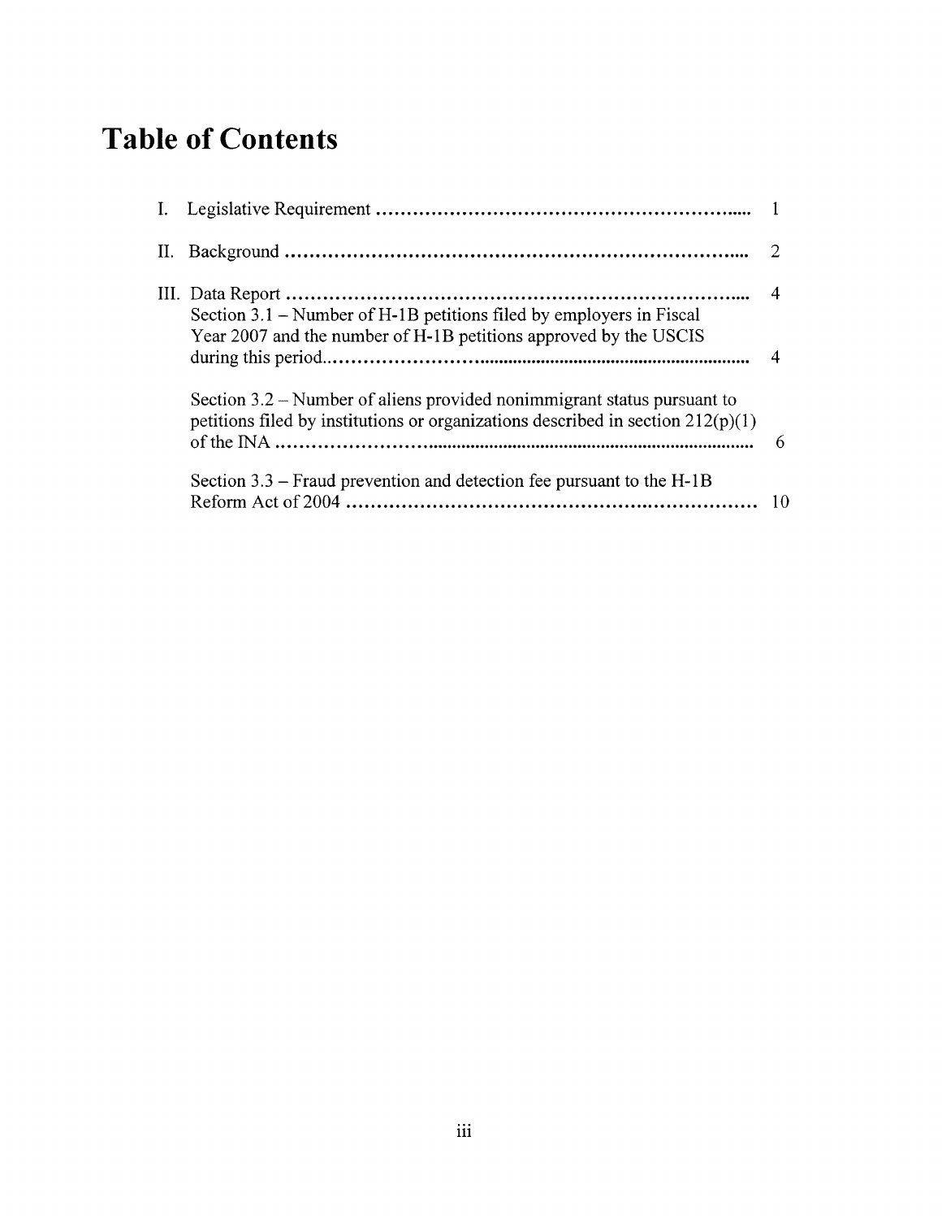# Table of Contents

| | | |
|---|---|---|
| I. | Legislative Requirement | 1 |
| II. | Background | 2 |
| III. | Data Report | 4 |
| | Section 3.1 – Number of H-1B petitions filed by employers in Fiscal Year 2007 and the number of H-1B petitions approved by the USCIS during this period | 4 |
| | Section 3.2 – Number of aliens provided nonimmigrant status pursuant to petitions filed by institutions or organizations described in section 212(p)(1) of the INA | 6 |
| | Section 3.3 – Fraud prevention and detection fee pursuant to the H-1B Reform Act of 2004 | 10 |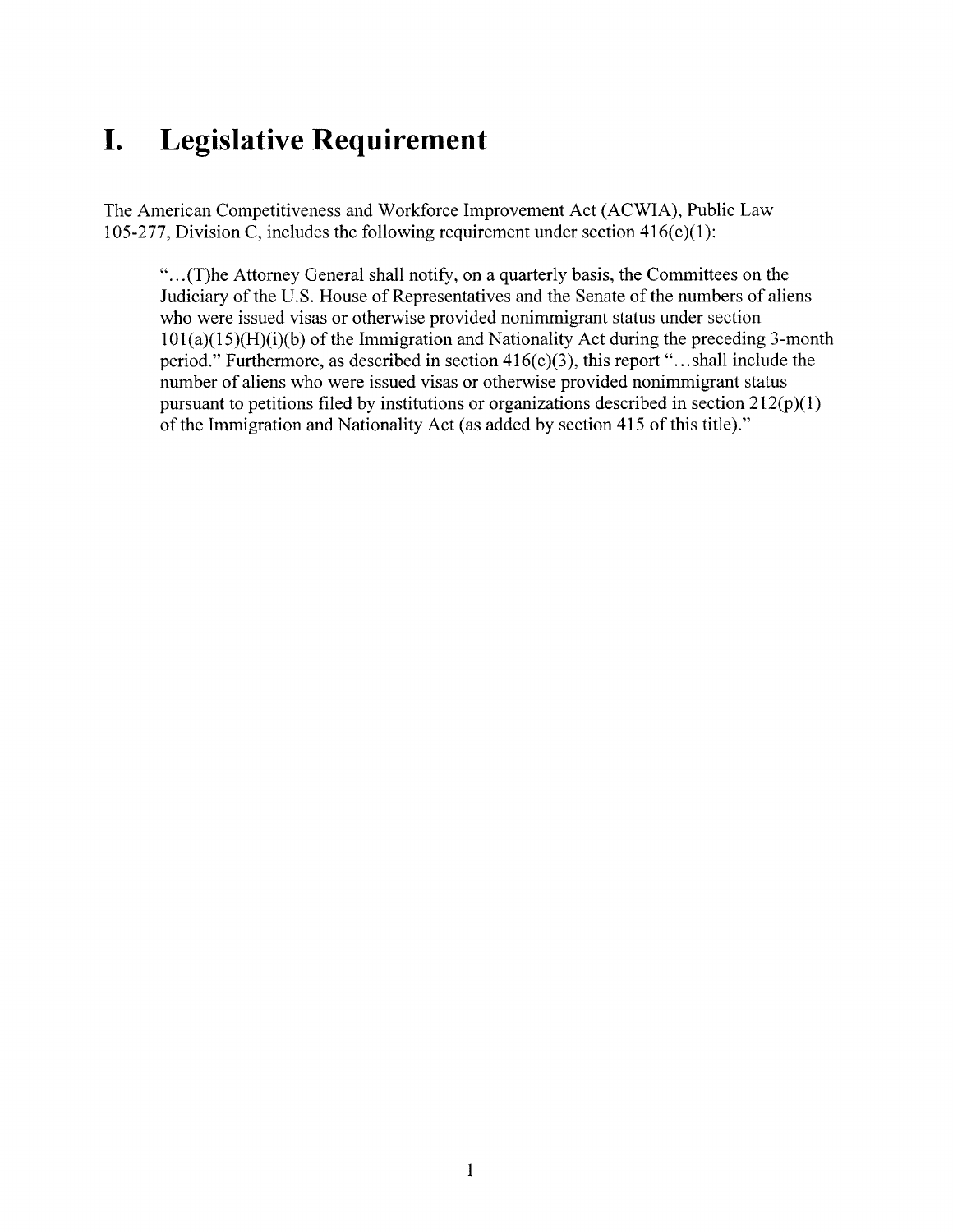# I. Legislative Requirement

The American Competitiveness and Workforce Improvement Act (ACWIA), Public Law 105-277, Division C, includes the following requirement under section 416(c)(1):

> "...(T)he Attorney General shall notify, on a quarterly basis, the Committees on the Judiciary of the U.S. House of Representatives and the Senate of the numbers of aliens who were issued visas or otherwise provided nonimmigrant status under section 101(a)(15)(H)(i)(b) of the Immigration and Nationality Act during the preceding 3-month period." Furthermore, as described in section 416(c)(3), this report "...shall include the number of aliens who were issued visas or otherwise provided nonimmigrant status pursuant to petitions filed by institutions or organizations described in section 212(p)(1) of the Immigration and Nationality Act (as added by section 415 of this title)."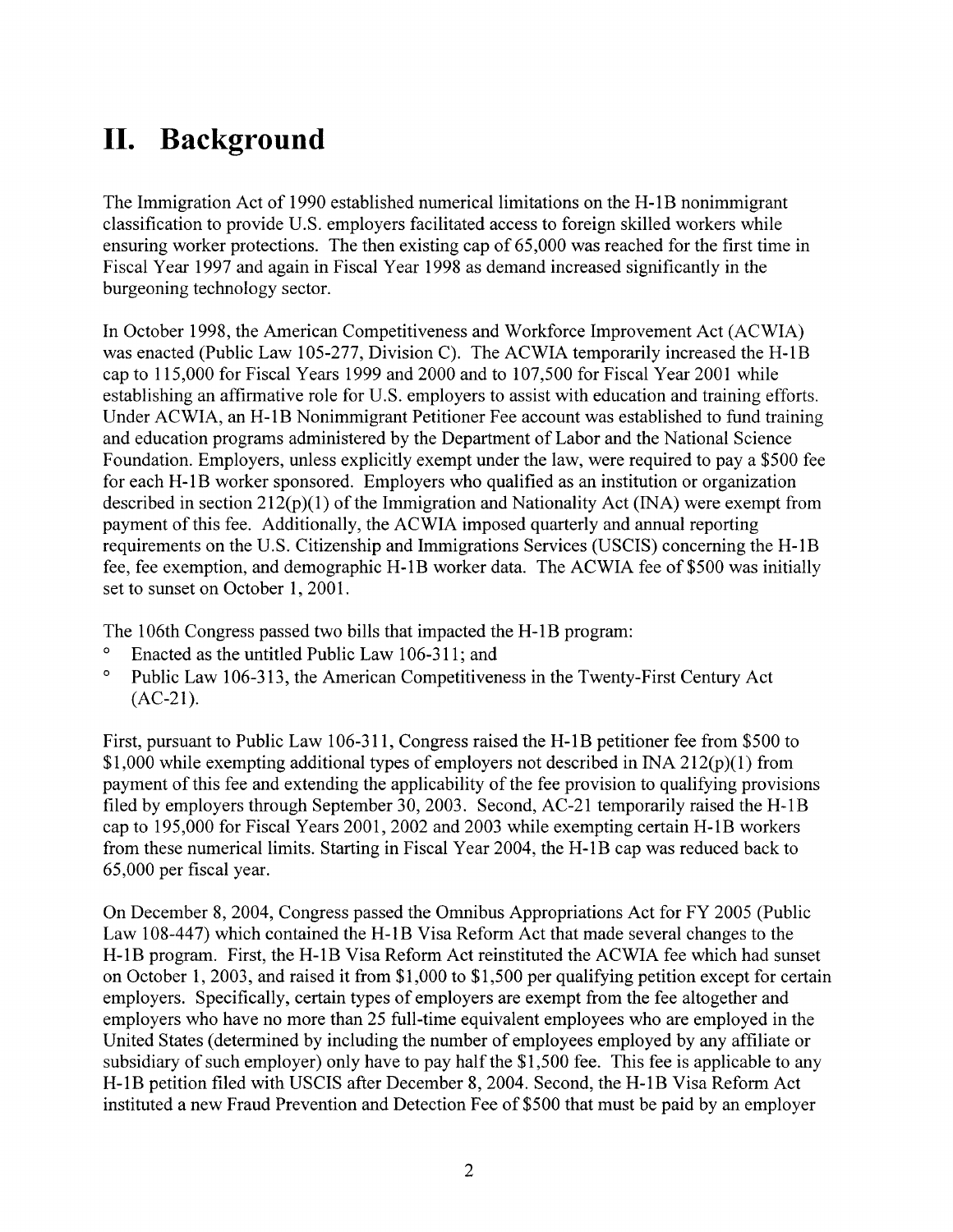# II. Background

The Immigration Act of 1990 established numerical limitations on the H-1B nonimmigrant classification to provide U.S. employers facilitated access to foreign skilled workers while ensuring worker protections. The then existing cap of 65,000 was reached for the first time in Fiscal Year 1997 and again in Fiscal Year 1998 as demand increased significantly in the burgeoning technology sector.

In October 1998, the American Competitiveness and Workforce Improvement Act (ACWIA) was enacted (Public Law 105-277, Division C). The ACWIA temporarily increased the H-1B cap to 115,000 for Fiscal Years 1999 and 2000 and to 107,500 for Fiscal Year 2001 while establishing an affirmative role for U.S. employers to assist with education and training efforts. Under ACWIA, an H-1B Nonimmigrant Petitioner Fee account was established to fund training and education programs administered by the Department of Labor and the National Science Foundation. Employers, unless explicitly exempt under the law, were required to pay a $500 fee for each H-1B worker sponsored. Employers who qualified as an institution or organization described in section 212(p)(1) of the Immigration and Nationality Act (INA) were exempt from payment of this fee. Additionally, the ACWIA imposed quarterly and annual reporting requirements on the U.S. Citizenship and Immigrations Services (USCIS) concerning the H-1B fee, fee exemption, and demographic H-1B worker data. The ACWIA fee of $500 was initially set to sunset on October 1, 2001.

The 106th Congress passed two bills that impacted the H-1B program:

- Enacted as the untitled Public Law 106-311; and
- Public Law 106-313, the American Competitiveness in the Twenty-First Century Act (AC-21).

First, pursuant to Public Law 106-311, Congress raised the H-1B petitioner fee from $500 to $1,000 while exempting additional types of employers not described in INA 212(p)(1) from payment of this fee and extending the applicability of the fee provision to qualifying provisions filed by employers through September 30, 2003. Second, AC-21 temporarily raised the H-1B cap to 195,000 for Fiscal Years 2001, 2002 and 2003 while exempting certain H-1B workers from these numerical limits. Starting in Fiscal Year 2004, the H-1B cap was reduced back to 65,000 per fiscal year.

On December 8, 2004, Congress passed the Omnibus Appropriations Act for FY 2005 (Public Law 108-447) which contained the H-1B Visa Reform Act that made several changes to the H-1B program. First, the H-1B Visa Reform Act reinstituted the ACWIA fee which had sunset on October 1, 2003, and raised it from $1,000 to $1,500 per qualifying petition except for certain employers. Specifically, certain types of employers are exempt from the fee altogether and employers who have no more than 25 full-time equivalent employees who are employed in the United States (determined by including the number of employees employed by any affiliate or subsidiary of such employer) only have to pay half the $1,500 fee. This fee is applicable to any H-1B petition filed with USCIS after December 8, 2004. Second, the H-1B Visa Reform Act instituted a new Fraud Prevention and Detection Fee of $500 that must be paid by an employer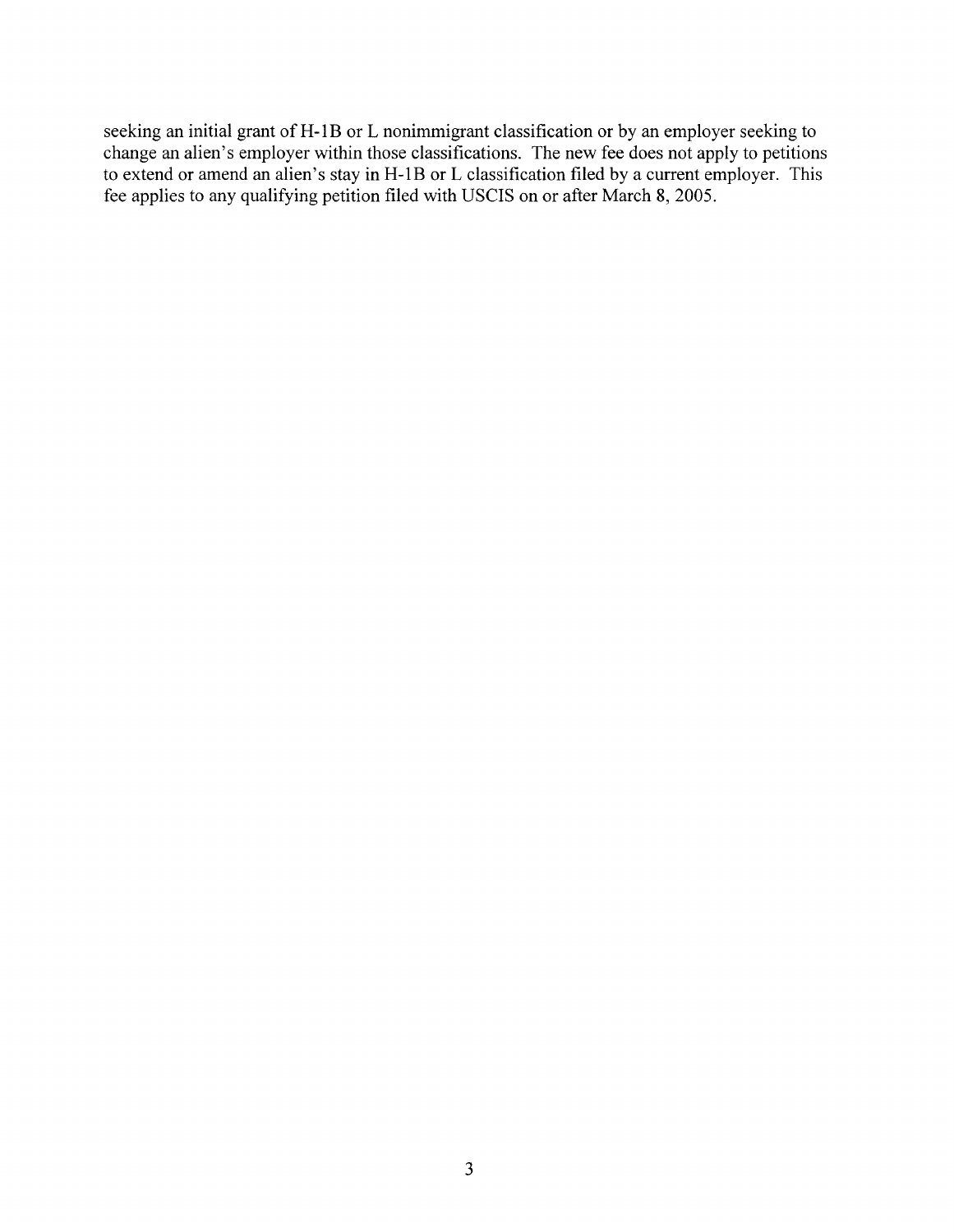seeking an initial grant of H-1B or L nonimmigrant classification or by an employer seeking to change an alien's employer within those classifications. The new fee does not apply to petitions to extend or amend an alien's stay in H-1B or L classification filed by a current employer. This fee applies to any qualifying petition filed with USCIS on or after March 8, 2005.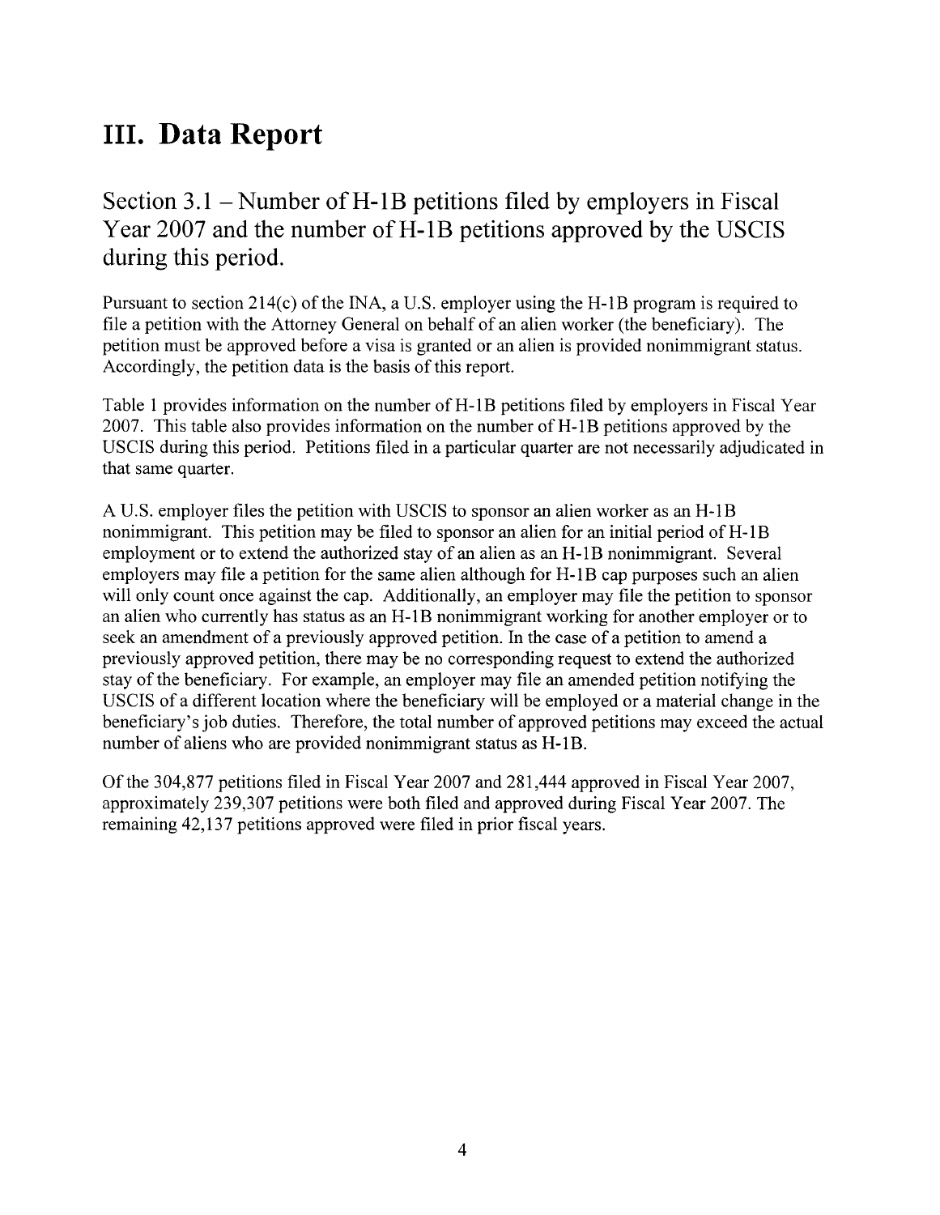# III. Data Report

## Section 3.1 – Number of H-1B petitions filed by employers in Fiscal Year 2007 and the number of H-1B petitions approved by the USCIS during this period.

Pursuant to section 214(c) of the INA, a U.S. employer using the H-1B program is required to file a petition with the Attorney General on behalf of an alien worker (the beneficiary). The petition must be approved before a visa is granted or an alien is provided nonimmigrant status. Accordingly, the petition data is the basis of this report.

Table 1 provides information on the number of H-1B petitions filed by employers in Fiscal Year 2007. This table also provides information on the number of H-1B petitions approved by the USCIS during this period. Petitions filed in a particular quarter are not necessarily adjudicated in that same quarter.

A U.S. employer files the petition with USCIS to sponsor an alien worker as an H-1B nonimmigrant. This petition may be filed to sponsor an alien for an initial period of H-1B employment or to extend the authorized stay of an alien as an H-1B nonimmigrant. Several employers may file a petition for the same alien although for H-1B cap purposes such an alien will only count once against the cap. Additionally, an employer may file the petition to sponsor an alien who currently has status as an H-1B nonimmigrant working for another employer or to seek an amendment of a previously approved petition. In the case of a petition to amend a previously approved petition, there may be no corresponding request to extend the authorized stay of the beneficiary. For example, an employer may file an amended petition notifying the USCIS of a different location where the beneficiary will be employed or a material change in the beneficiary's job duties. Therefore, the total number of approved petitions may exceed the actual number of aliens who are provided nonimmigrant status as H-1B.

Of the 304,877 petitions filed in Fiscal Year 2007 and 281,444 approved in Fiscal Year 2007, approximately 239,307 petitions were both filed and approved during Fiscal Year 2007. The remaining 42,137 petitions approved were filed in prior fiscal years.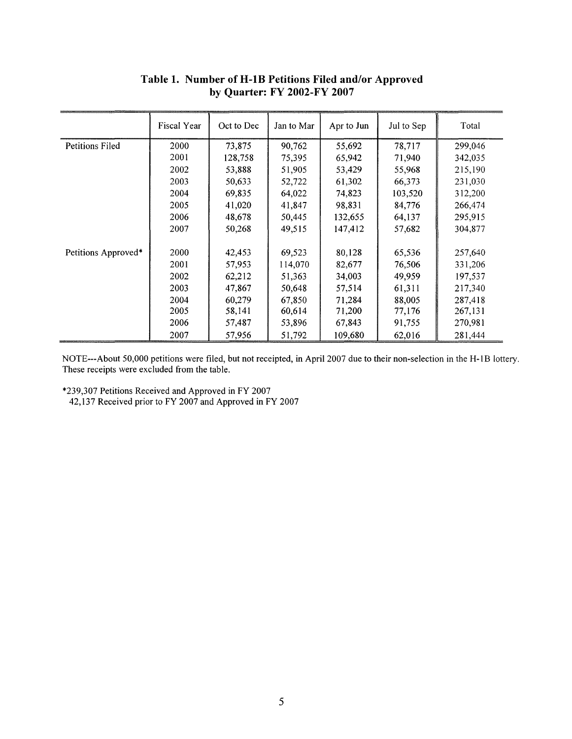## Table 1. Number of H-1B Petitions Filed and/or Approved by Quarter: FY 2002-FY 2007

| | Fiscal Year | Oct to Dec | Jan to Mar | Apr to Jun | Jul to Sep | Total |
|---|---|---|---|---|---|---|
| Petitions Filed | 2000 | 73,875 | 90,762 | 55,692 | 78,717 | 299,046 |
| | 2001 | 128,758 | 75,395 | 65,942 | 71,940 | 342,035 |
| | 2002 | 53,888 | 51,905 | 53,429 | 55,968 | 215,190 |
| | 2003 | 50,633 | 52,722 | 61,302 | 66,373 | 231,030 |
| | 2004 | 69,835 | 64,022 | 74,823 | 103,520 | 312,200 |
| | 2005 | 41,020 | 41,847 | 98,831 | 84,776 | 266,474 |
| | 2006 | 48,678 | 50,445 | 132,655 | 64,137 | 295,915 |
| | 2007 | 50,268 | 49,515 | 147,412 | 57,682 | 304,877 |
| Petitions Approved* | 2000 | 42,453 | 69,523 | 80,128 | 65,536 | 257,640 |
| | 2001 | 57,953 | 114,070 | 82,677 | 76,506 | 331,206 |
| | 2002 | 62,212 | 51,363 | 34,003 | 49,959 | 197,537 |
| | 2003 | 47,867 | 50,648 | 57,514 | 61,311 | 217,340 |
| | 2004 | 60,279 | 67,850 | 71,284 | 88,005 | 287,418 |
| | 2005 | 58,141 | 60,614 | 71,200 | 77,176 | 267,131 |
| | 2006 | 57,487 | 53,896 | 67,843 | 91,755 | 270,981 |
| | 2007 | 57,956 | 51,792 | 109,680 | 62,016 | 281,444 |

NOTE---About 50,000 petitions were filed, but not receipted, in April 2007 due to their non-selection in the H-1B lottery. These receipts were excluded from the table.

*239,307 Petitions Received and Approved in FY 2007
42,137 Received prior to FY 2007 and Approved in FY 2007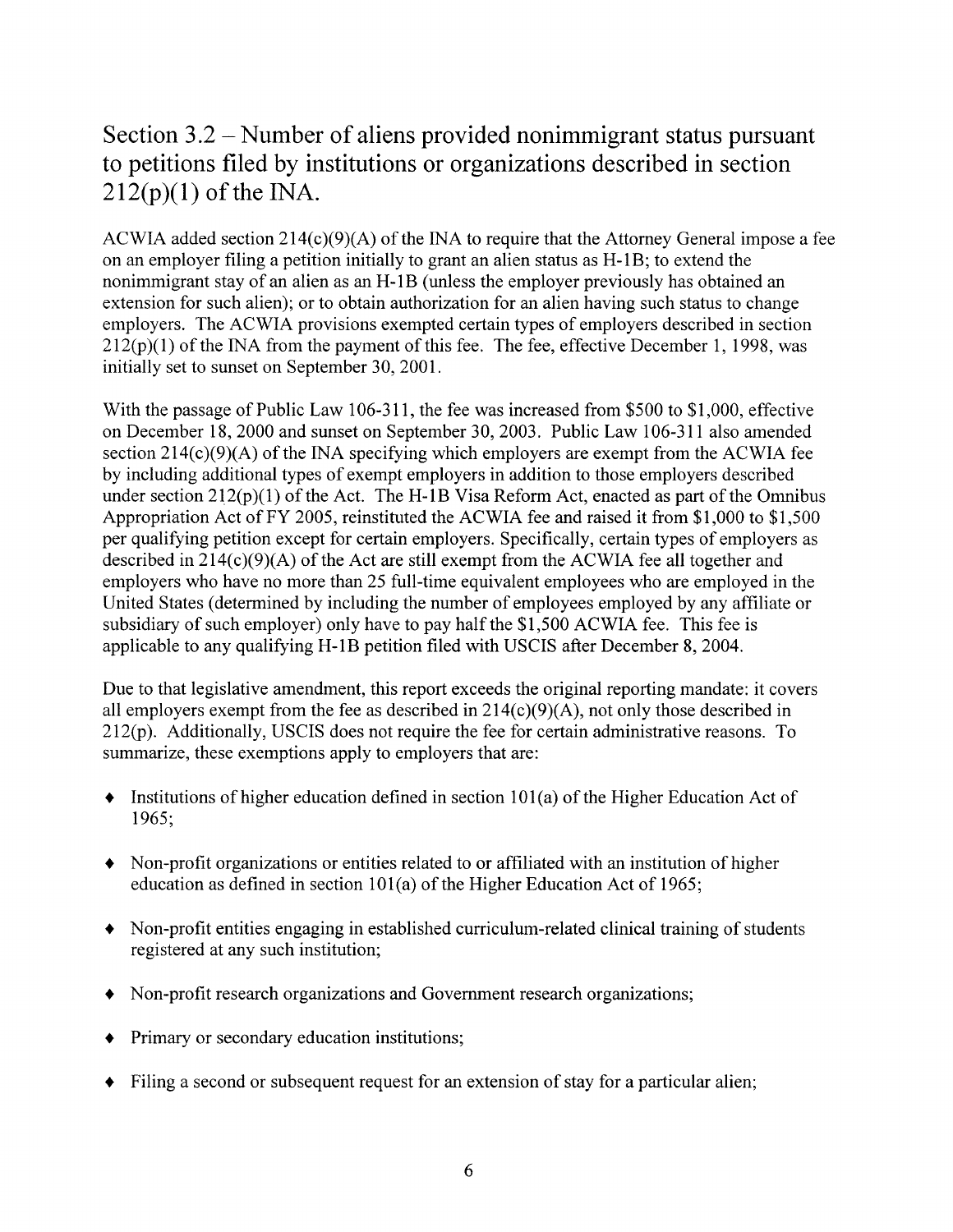## Section 3.2 – Number of aliens provided nonimmigrant status pursuant to petitions filed by institutions or organizations described in section 212(p)(1) of the INA.

ACWIA added section 214(c)(9)(A) of the INA to require that the Attorney General impose a fee on an employer filing a petition initially to grant an alien status as H-1B; to extend the nonimmigrant stay of an alien as an H-1B (unless the employer previously has obtained an extension for such alien); or to obtain authorization for an alien having such status to change employers. The ACWIA provisions exempted certain types of employers described in section 212(p)(1) of the INA from the payment of this fee. The fee, effective December 1, 1998, was initially set to sunset on September 30, 2001.

With the passage of Public Law 106-311, the fee was increased from $500 to $1,000, effective on December 18, 2000 and sunset on September 30, 2003. Public Law 106-311 also amended section 214(c)(9)(A) of the INA specifying which employers are exempt from the ACWIA fee by including additional types of exempt employers in addition to those employers described under section 212(p)(1) of the Act. The H-1B Visa Reform Act, enacted as part of the Omnibus Appropriation Act of FY 2005, reinstituted the ACWIA fee and raised it from $1,000 to $1,500 per qualifying petition except for certain employers. Specifically, certain types of employers as described in 214(c)(9)(A) of the Act are still exempt from the ACWIA fee all together and employers who have no more than 25 full-time equivalent employees who are employed in the United States (determined by including the number of employees employed by any affiliate or subsidiary of such employer) only have to pay half the $1,500 ACWIA fee. This fee is applicable to any qualifying H-1B petition filed with USCIS after December 8, 2004.

Due to that legislative amendment, this report exceeds the original reporting mandate: it covers all employers exempt from the fee as described in 214(c)(9)(A), not only those described in 212(p). Additionally, USCIS does not require the fee for certain administrative reasons. To summarize, these exemptions apply to employers that are:

- Institutions of higher education defined in section 101(a) of the Higher Education Act of 1965;
- Non-profit organizations or entities related to or affiliated with an institution of higher education as defined in section 101(a) of the Higher Education Act of 1965;
- Non-profit entities engaging in established curriculum-related clinical training of students registered at any such institution;
- Non-profit research organizations and Government research organizations;
- Primary or secondary education institutions;
- Filing a second or subsequent request for an extension of stay for a particular alien;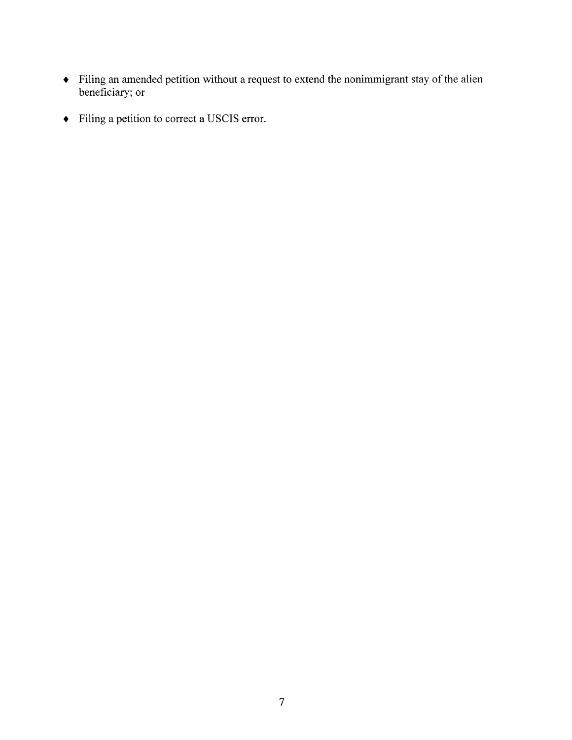- Filing an amended petition without a request to extend the nonimmigrant stay of the alien beneficiary; or
- Filing a petition to correct a USCIS error.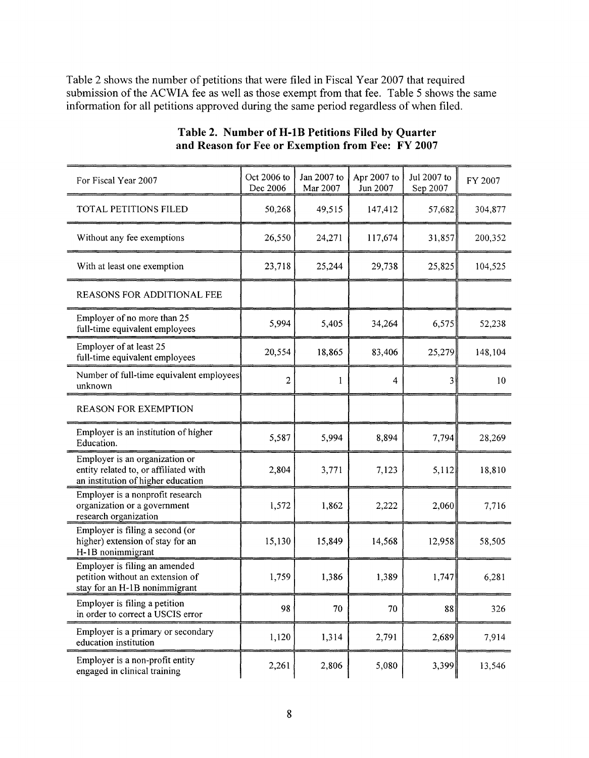Table 2 shows the number of petitions that were filed in Fiscal Year 2007 that required submission of the ACWIA fee as well as those exempt from that fee. Table 5 shows the same information for all petitions approved during the same period regardless of when filed.

**Table 2. Number of H-1B Petitions Filed by Quarter and Reason for Fee or Exemption from Fee: FY 2007**

| For Fiscal Year 2007 | Oct 2006 to Dec 2006 | Jan 2007 to Mar 2007 | Apr 2007 to Jun 2007 | Jul 2007 to Sep 2007 | FY 2007 |
|---|---|---|---|---|---|
| TOTAL PETITIONS FILED | 50,268 | 49,515 | 147,412 | 57,682 | 304,877 |
| Without any fee exemptions | 26,550 | 24,271 | 117,674 | 31,857 | 200,352 |
| With at least one exemption | 23,718 | 25,244 | 29,738 | 25,825 | 104,525 |
| REASONS FOR ADDITIONAL FEE | | | | | |
| Employer of no more than 25 full-time equivalent employees | 5,994 | 5,405 | 34,264 | 6,575 | 52,238 |
| Employer of at least 25 full-time equivalent employees | 20,554 | 18,865 | 83,406 | 25,279 | 148,104 |
| Number of full-time equivalent employees unknown | 2 | 1 | 4 | 3 | 10 |
| REASON FOR EXEMPTION | | | | | |
| Employer is an institution of higher Education. | 5,587 | 5,994 | 8,894 | 7,794 | 28,269 |
| Employer is an organization or entity related to, or affiliated with an institution of higher education | 2,804 | 3,771 | 7,123 | 5,112 | 18,810 |
| Employer is a nonprofit research organization or a government research organization | 1,572 | 1,862 | 2,222 | 2,060 | 7,716 |
| Employer is filing a second (or higher) extension of stay for an H-1B nonimmigrant | 15,130 | 15,849 | 14,568 | 12,958 | 58,505 |
| Employer is filing an amended petition without an extension of stay for an H-1B nonimmigrant | 1,759 | 1,386 | 1,389 | 1,747 | 6,281 |
| Employer is filing a petition in order to correct a USCIS error | 98 | 70 | 70 | 88 | 326 |
| Employer is a primary or secondary education institution | 1,120 | 1,314 | 2,791 | 2,689 | 7,914 |
| Employer is a non-profit entity engaged in clinical training | 2,261 | 2,806 | 5,080 | 3,399 | 13,546 |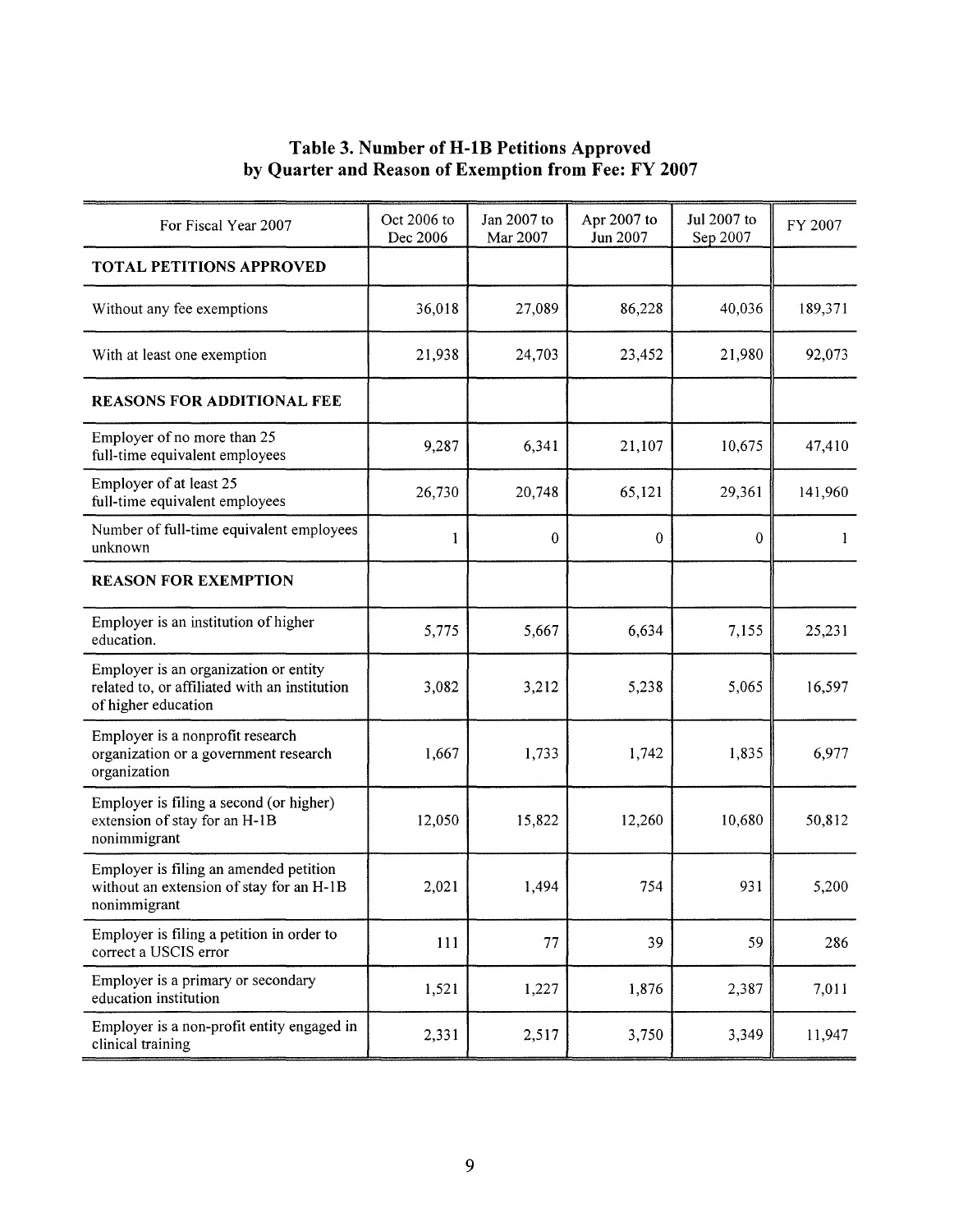## Table 3. Number of H-1B Petitions Approved by Quarter and Reason of Exemption from Fee: FY 2007

| For Fiscal Year 2007 | Oct 2006 to Dec 2006 | Jan 2007 to Mar 2007 | Apr 2007 to Jun 2007 | Jul 2007 to Sep 2007 | FY 2007 |
|---|---|---|---|---|---|
| **TOTAL PETITIONS APPROVED** | | | | | |
| Without any fee exemptions | 36,018 | 27,089 | 86,228 | 40,036 | 189,371 |
| With at least one exemption | 21,938 | 24,703 | 23,452 | 21,980 | 92,073 |
| **REASONS FOR ADDITIONAL FEE** | | | | | |
| Employer of no more than 25 full-time equivalent employees | 9,287 | 6,341 | 21,107 | 10,675 | 47,410 |
| Employer of at least 25 full-time equivalent employees | 26,730 | 20,748 | 65,121 | 29,361 | 141,960 |
| Number of full-time equivalent employees unknown | 1 | 0 | 0 | 0 | 1 |
| **REASON FOR EXEMPTION** | | | | | |
| Employer is an institution of higher education. | 5,775 | 5,667 | 6,634 | 7,155 | 25,231 |
| Employer is an organization or entity related to, or affiliated with an institution of higher education | 3,082 | 3,212 | 5,238 | 5,065 | 16,597 |
| Employer is a nonprofit research organization or a government research organization | 1,667 | 1,733 | 1,742 | 1,835 | 6,977 |
| Employer is filing a second (or higher) extension of stay for an H-1B nonimmigrant | 12,050 | 15,822 | 12,260 | 10,680 | 50,812 |
| Employer is filing an amended petition without an extension of stay for an H-1B nonimmigrant | 2,021 | 1,494 | 754 | 931 | 5,200 |
| Employer is filing a petition in order to correct a USCIS error | 111 | 77 | 39 | 59 | 286 |
| Employer is a primary or secondary education institution | 1,521 | 1,227 | 1,876 | 2,387 | 7,011 |
| Employer is a non-profit entity engaged in clinical training | 2,331 | 2,517 | 3,750 | 3,349 | 11,947 |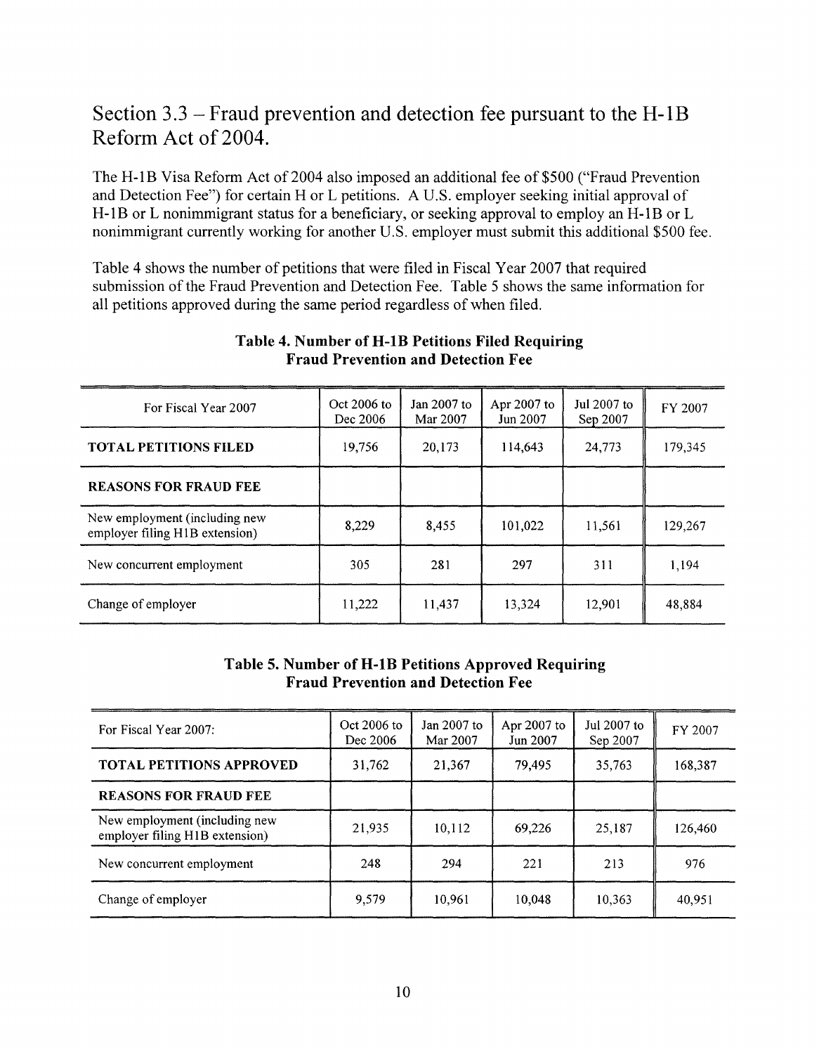## Section 3.3 – Fraud prevention and detection fee pursuant to the H-1B Reform Act of 2004.

The H-1B Visa Reform Act of 2004 also imposed an additional fee of $500 ("Fraud Prevention and Detection Fee") for certain H or L petitions. A U.S. employer seeking initial approval of H-1B or L nonimmigrant status for a beneficiary, or seeking approval to employ an H-1B or L nonimmigrant currently working for another U.S. employer must submit this additional $500 fee.

Table 4 shows the number of petitions that were filed in Fiscal Year 2007 that required submission of the Fraud Prevention and Detection Fee. Table 5 shows the same information for all petitions approved during the same period regardless of when filed.

**Table 4. Number of H-1B Petitions Filed Requiring Fraud Prevention and Detection Fee**

| For Fiscal Year 2007 | Oct 2006 to Dec 2006 | Jan 2007 to Mar 2007 | Apr 2007 to Jun 2007 | Jul 2007 to Sep 2007 | FY 2007 |
|---|---|---|---|---|---|
| **TOTAL PETITIONS FILED** | 19,756 | 20,173 | 114,643 | 24,773 | 179,345 |
| **REASONS FOR FRAUD FEE** | | | | | |
| New employment (including new employer filing H1B extension) | 8,229 | 8,455 | 101,022 | 11,561 | 129,267 |
| New concurrent employment | 305 | 281 | 297 | 311 | 1,194 |
| Change of employer | 11,222 | 11,437 | 13,324 | 12,901 | 48,884 |

**Table 5. Number of H-1B Petitions Approved Requiring Fraud Prevention and Detection Fee**

| For Fiscal Year 2007: | Oct 2006 to Dec 2006 | Jan 2007 to Mar 2007 | Apr 2007 to Jun 2007 | Jul 2007 to Sep 2007 | FY 2007 |
|---|---|---|---|---|---|
| **TOTAL PETITIONS APPROVED** | 31,762 | 21,367 | 79,495 | 35,763 | 168,387 |
| **REASONS FOR FRAUD FEE** | | | | | |
| New employment (including new employer filing H1B extension) | 21,935 | 10,112 | 69,226 | 25,187 | 126,460 |
| New concurrent employment | 248 | 294 | 221 | 213 | 976 |
| Change of employer | 9,579 | 10,961 | 10,048 | 10,363 | 40,951 |